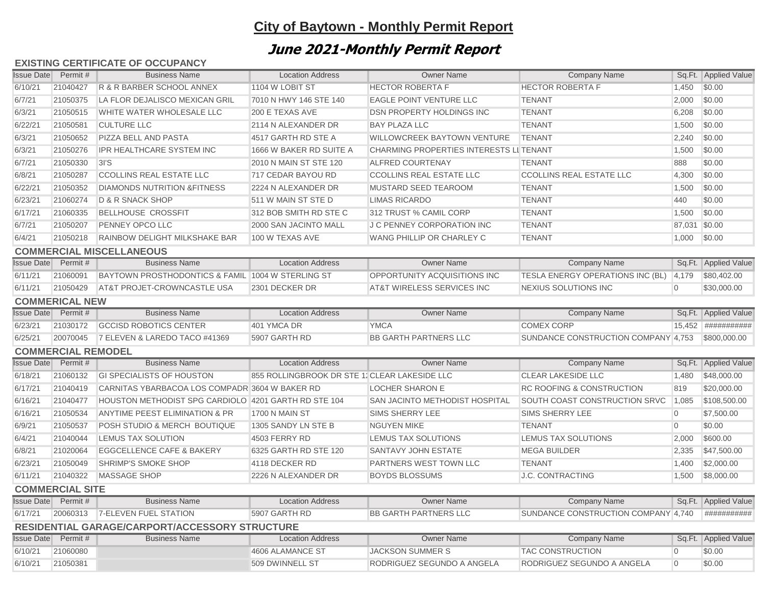# City of Baytown - Monthly Permit Report

## June 2021-Monthly Permit Report

### EXISTING CERTIFICATE OF OCCUPANCY

| Issue Date | Permit # | Business Name | Location Address | Owner Name | Company Name | Sq.Ft. | Applied Value |
|---|---|---|---|---|---|---|---|
| 6/10/21 | 21040427 | R & R BARBER SCHOOL ANNEX | 1104 W LOBIT ST | HECTOR ROBERTA F | HECTOR ROBERTA F | 1,450 | $0.00 |
| 6/7/21 | 21050375 | LA FLOR DEJALISCO MEXICAN GRIL | 7010 N HWY 146 STE 140 | EAGLE POINT VENTURE LLC | TENANT | 2,000 | $0.00 |
| 6/3/21 | 21050515 | WHITE WATER WHOLESALE LLC | 200 E TEXAS AVE | DSN PROPERTY HOLDINGS INC | TENANT | 6,208 | $0.00 |
| 6/22/21 | 21050581 | CULTURE LLC | 2114 N ALEXANDER DR | BAY PLAZA LLC | TENANT | 1,500 | $0.00 |
| 6/3/21 | 21050652 | PIZZA BELL AND PASTA | 4517 GARTH RD STE A | WILLOWCREEK BAYTOWN VENTURE | TENANT | 2,240 | $0.00 |
| 6/3/21 | 21050276 | IPR HEALTHCARE SYSTEM INC | 1666 W BAKER RD SUITE A | CHARMING PROPERTIES INTERESTS LI | TENANT | 1,500 | $0.00 |
| 6/7/21 | 21050330 | 3I'S | 2010 N MAIN ST STE 120 | ALFRED COURTENAY | TENANT | 888 | $0.00 |
| 6/8/21 | 21050287 | CCOLLINS REAL ESTATE LLC | 717 CEDAR BAYOU RD | CCOLLINS REAL ESTATE LLC | CCOLLINS REAL ESTATE LLC | 4,300 | $0.00 |
| 6/22/21 | 21050352 | DIAMONDS NUTRITION &FITNESS | 2224 N ALEXANDER DR | MUSTARD SEED TEAROOM | TENANT | 1,500 | $0.00 |
| 6/23/21 | 21060274 | D & R SNACK SHOP | 511 W MAIN ST STE D | LIMAS RICARDO | TENANT | 440 | $0.00 |
| 6/17/21 | 21060335 | BELLHOUSE CROSSFIT | 312 BOB SMITH RD STE C | 312 TRUST % CAMIL CORP | TENANT | 1,500 | $0.00 |
| 6/7/21 | 21050207 | PENNEY OPCO LLC | 2000 SAN JACINTO MALL | J C PENNEY CORPORATION INC | TENANT | 87,031 | $0.00 |
| 6/4/21 | 21050218 | RAINBOW DELIGHT MILKSHAKE BAR | 100 W TEXAS AVE | WANG PHILLIP OR CHARLEY C | TENANT | 1,000 | $0.00 |

### COMMERCIAL MISCELLANEOUS

| Issue Date | Permit # | Business Name | Location Address | Owner Name | Company Name | Sq.Ft. | Applied Value |
|---|---|---|---|---|---|---|---|
| 6/11/21 | 21060091 | BAYTOWN PROSTHODONTICS & FAMIL | 1004 W STERLING ST | OPPORTUNITY ACQUISITIONS INC | TESLA ENERGY OPERATIONS INC (BL) | 4,179 | $80,402.00 |
| 6/11/21 | 21050429 | AT&T PROJET-CROWNCASTLE USA | 2301 DECKER DR | AT&T WIRELESS SERVICES INC | NEXIUS SOLUTIONS INC | 0 | $30,000.00 |

### COMMERICAL NEW

| Issue Date | Permit # | Business Name | Location Address | Owner Name | Company Name | Sq.Ft. | Applied Value |
|---|---|---|---|---|---|---|---|
| 6/23/21 | 21030172 | GCCISD ROBOTICS CENTER | 401 YMCA DR | YMCA | COMEX CORP | 15,452 | ########### |
| 6/25/21 | 20070045 | 7 ELEVEN & LAREDO TACO #41369 | 5907 GARTH RD | BB GARTH PARTNERS LLC | SUNDANCE CONSTRUCTION COMPANY | 4,753 | $800,000.00 |

### COMMERCIAL REMODEL

| Issue Date | Permit # | Business Name | Location Address | Owner Name | Company Name | Sq.Ft. | Applied Value |
|---|---|---|---|---|---|---|---|
| 6/18/21 | 21060132 | GI SPECIALISTS OF HOUSTON | 855 ROLLINGBROOK DR STE 1: | CLEAR LAKESIDE LLC | CLEAR LAKESIDE LLC | 1,480 | $48,000.00 |
| 6/17/21 | 21040419 | CARNITAS YBARBACOA LOS COMPADR | 3604 W BAKER RD | LOCHER SHARON E | RC ROOFING & CONSTRUCTION | 819 | $20,000.00 |
| 6/16/21 | 21040477 | HOUSTON METHODIST SPG CARDIOLO | 4201 GARTH RD STE 104 | SAN JACINTO METHODIST HOSPITAL | SOUTH COAST CONSTRUCTION SRVC | 1,085 | $108,500.00 |
| 6/16/21 | 21050534 | ANYTIME PEEST ELIMINATION & PR | 1700 N MAIN ST | SIMS SHERRY LEE | SIMS SHERRY LEE | 0 | $7,500.00 |
| 6/9/21 | 21050537 | POSH STUDIO & MERCH BOUTIQUE | 1305 SANDY LN STE B | NGUYEN MIKE | TENANT | 0 | $0.00 |
| 6/4/21 | 21040044 | LEMUS TAX SOLUTION | 4503 FERRY RD | LEMUS TAX SOLUTIONS | LEMUS TAX SOLUTIONS | 2,000 | $600.00 |
| 6/8/21 | 21020064 | EGGCELLENCE CAFE & BAKERY | 6325 GARTH RD STE 120 | SANTAVY JOHN ESTATE | MEGA BUILDER | 2,335 | $47,500.00 |
| 6/23/21 | 21050049 | SHRIMP'S SMOKE SHOP | 4118 DECKER RD | PARTNERS WEST TOWN LLC | TENANT | 1,400 | $2,000.00 |
| 6/11/21 | 21040322 | MASSAGE SHOP | 2226 N ALEXANDER DR | BOYDS BLOSSUMS | J.C. CONTRACTING | 1,500 | $8,000.00 |

### COMMERCIAL SITE

| Issue Date | Permit # | Business Name | Location Address | Owner Name | Company Name | Sq.Ft. | Applied Value |
|---|---|---|---|---|---|---|---|
| 6/17/21 | 20060313 | 7-ELEVEN FUEL STATION | 5907 GARTH RD | BB GARTH PARTNERS LLC | SUNDANCE CONSTRUCTION COMPANY | 4,740 | ########### |

### RESIDENTIAL GARAGE/CARPORT/ACCESSORY STRUCTURE

| Issue Date | Permit # | Business Name | Location Address | Owner Name | Company Name | Sq.Ft. | Applied Value |
|---|---|---|---|---|---|---|---|
| 6/10/21 | 21060080 | | 4606 ALAMANCE ST | JACKSON SUMMER S | TAC CONSTRUCTION | 0 | $0.00 |
| 6/10/21 | 21050381 | | 509 DWINNELL ST | RODRIGUEZ SEGUNDO A ANGELA | RODRIGUEZ SEGUNDO A ANGELA | 0 | $0.00 |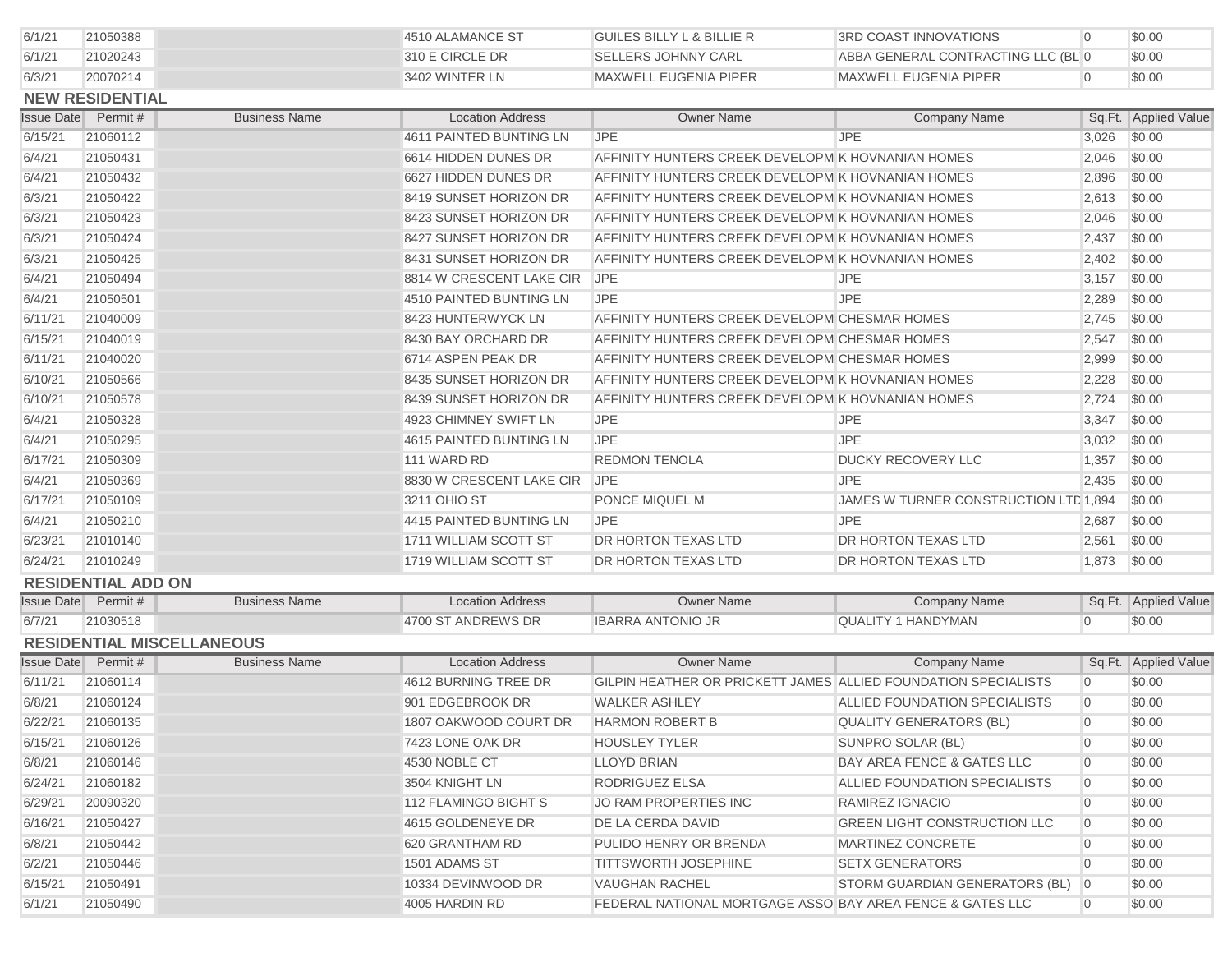| Issue Date | Permit # | Business Name | Location Address | Owner Name | Company Name | Sq.Ft. | Applied Value |
|---|---|---|---|---|---|---|---|
| 6/1/21 | 21050388 | | 4510 ALAMANCE ST | GUILES BILLY L & BILLIE R | 3RD COAST INNOVATIONS | 0 | $0.00 |
| 6/1/21 | 21020243 | | 310 E CIRCLE DR | SELLERS JOHNNY CARL | ABBA GENERAL CONTRACTING LLC (BL | 0 | $0.00 |
| 6/3/21 | 20070214 | | 3402 WINTER LN | MAXWELL EUGENIA PIPER | MAXWELL EUGENIA PIPER | 0 | $0.00 |

### NEW RESIDENTIAL

| Issue Date | Permit # | Business Name | Location Address | Owner Name | Company Name | Sq.Ft. | Applied Value |
|---|---|---|---|---|---|---|---|
| 6/15/21 | 21060112 | | 4611 PAINTED BUNTING LN | JPE | JPE | 3,026 | $0.00 |
| 6/4/21 | 21050431 | | 6614 HIDDEN DUNES DR | AFFINITY HUNTERS CREEK DEVELOPM | K HOVNANIAN HOMES | 2,046 | $0.00 |
| 6/4/21 | 21050432 | | 6627 HIDDEN DUNES DR | AFFINITY HUNTERS CREEK DEVELOPM | K HOVNANIAN HOMES | 2,896 | $0.00 |
| 6/3/21 | 21050422 | | 8419 SUNSET HORIZON DR | AFFINITY HUNTERS CREEK DEVELOPM | K HOVNANIAN HOMES | 2,613 | $0.00 |
| 6/3/21 | 21050423 | | 8423 SUNSET HORIZON DR | AFFINITY HUNTERS CREEK DEVELOPM | K HOVNANIAN HOMES | 2,046 | $0.00 |
| 6/3/21 | 21050424 | | 8427 SUNSET HORIZON DR | AFFINITY HUNTERS CREEK DEVELOPM | K HOVNANIAN HOMES | 2,437 | $0.00 |
| 6/3/21 | 21050425 | | 8431 SUNSET HORIZON DR | AFFINITY HUNTERS CREEK DEVELOPM | K HOVNANIAN HOMES | 2,402 | $0.00 |
| 6/4/21 | 21050494 | | 8814 W CRESCENT LAKE CIR | JPE | JPE | 3,157 | $0.00 |
| 6/4/21 | 21050501 | | 4510 PAINTED BUNTING LN | JPE | JPE | 2,289 | $0.00 |
| 6/11/21 | 21040009 | | 8423 HUNTERWYCK LN | AFFINITY HUNTERS CREEK DEVELOPM | CHESMAR HOMES | 2,745 | $0.00 |
| 6/15/21 | 21040019 | | 8430 BAY ORCHARD DR | AFFINITY HUNTERS CREEK DEVELOPM | CHESMAR HOMES | 2,547 | $0.00 |
| 6/11/21 | 21040020 | | 6714 ASPEN PEAK DR | AFFINITY HUNTERS CREEK DEVELOPM | CHESMAR HOMES | 2,999 | $0.00 |
| 6/10/21 | 21050566 | | 8435 SUNSET HORIZON DR | AFFINITY HUNTERS CREEK DEVELOPM | K HOVNANIAN HOMES | 2,228 | $0.00 |
| 6/10/21 | 21050578 | | 8439 SUNSET HORIZON DR | AFFINITY HUNTERS CREEK DEVELOPM | K HOVNANIAN HOMES | 2,724 | $0.00 |
| 6/4/21 | 21050328 | | 4923 CHIMNEY SWIFT LN | JPE | JPE | 3,347 | $0.00 |
| 6/4/21 | 21050295 | | 4615 PAINTED BUNTING LN | JPE | JPE | 3,032 | $0.00 |
| 6/17/21 | 21050309 | | 111 WARD RD | REDMON TENOLA | DUCKY RECOVERY LLC | 1,357 | $0.00 |
| 6/4/21 | 21050369 | | 8830 W CRESCENT LAKE CIR | JPE | JPE | 2,435 | $0.00 |
| 6/17/21 | 21050109 | | 3211 OHIO ST | PONCE MIQUEL M | JAMES W TURNER CONSTRUCTION LTD | 1,894 | $0.00 |
| 6/4/21 | 21050210 | | 4415 PAINTED BUNTING LN | JPE | JPE | 2,687 | $0.00 |
| 6/23/21 | 21010140 | | 1711 WILLIAM SCOTT ST | DR HORTON TEXAS LTD | DR HORTON TEXAS LTD | 2,561 | $0.00 |
| 6/24/21 | 21010249 | | 1719 WILLIAM SCOTT ST | DR HORTON TEXAS LTD | DR HORTON TEXAS LTD | 1,873 | $0.00 |

### RESIDENTIAL ADD ON

| Issue Date | Permit # | Business Name | Location Address | Owner Name | Company Name | Sq.Ft. | Applied Value |
|---|---|---|---|---|---|---|---|
| 6/7/21 | 21030518 | | 4700 ST ANDREWS DR | IBARRA ANTONIO JR | QUALITY 1 HANDYMAN | 0 | $0.00 |

### RESIDENTIAL MISCELLANEOUS

| Issue Date | Permit # | Business Name | Location Address | Owner Name | Company Name | Sq.Ft. | Applied Value |
|---|---|---|---|---|---|---|---|
| 6/11/21 | 21060114 | | 4612 BURNING TREE DR | GILPIN HEATHER OR PRICKETT JAMES | ALLIED FOUNDATION SPECIALISTS | 0 | $0.00 |
| 6/8/21 | 21060124 | | 901 EDGEBROOK DR | WALKER ASHLEY | ALLIED FOUNDATION SPECIALISTS | 0 | $0.00 |
| 6/22/21 | 21060135 | | 1807 OAKWOOD COURT DR | HARMON ROBERT B | QUALITY GENERATORS (BL) | 0 | $0.00 |
| 6/15/21 | 21060126 | | 7423 LONE OAK DR | HOUSLEY TYLER | SUNPRO SOLAR (BL) | 0 | $0.00 |
| 6/8/21 | 21060146 | | 4530 NOBLE CT | LLOYD BRIAN | BAY AREA FENCE & GATES LLC | 0 | $0.00 |
| 6/24/21 | 21060182 | | 3504 KNIGHT LN | RODRIGUEZ ELSA | ALLIED FOUNDATION SPECIALISTS | 0 | $0.00 |
| 6/29/21 | 20090320 | | 112 FLAMINGO BIGHT S | JO RAM PROPERTIES INC | RAMIREZ IGNACIO | 0 | $0.00 |
| 6/16/21 | 21050427 | | 4615 GOLDENEYE DR | DE LA CERDA DAVID | GREEN LIGHT CONSTRUCTION LLC | 0 | $0.00 |
| 6/8/21 | 21050442 | | 620 GRANTHAM RD | PULIDO HENRY OR BRENDA | MARTINEZ CONCRETE | 0 | $0.00 |
| 6/2/21 | 21050446 | | 1501 ADAMS ST | TITTSWORTH JOSEPHINE | SETX GENERATORS | 0 | $0.00 |
| 6/15/21 | 21050491 | | 10334 DEVINWOOD DR | VAUGHAN RACHEL | STORM GUARDIAN GENERATORS (BL) | 0 | $0.00 |
| 6/1/21 | 21050490 | | 4005 HARDIN RD | FEDERAL NATIONAL MORTGAGE ASSO | BAY AREA FENCE & GATES LLC | 0 | $0.00 |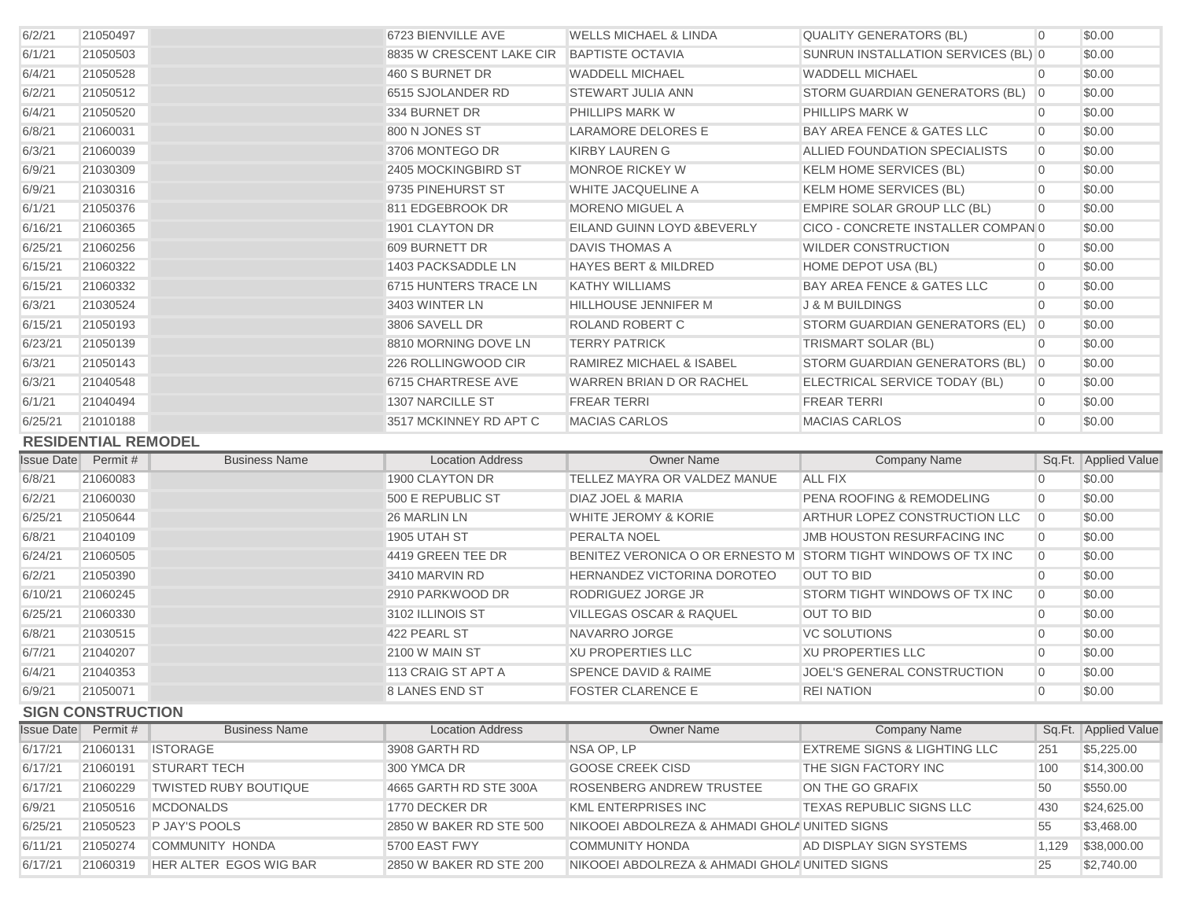| Issue Date | Permit # | Business Name | Location Address | Owner Name | Company Name | Sq.Ft. | Applied Value |
|---|---|---|---|---|---|---|---|
| 6/2/21 | 21050497 | | 6723 BIENVILLE AVE | WELLS MICHAEL & LINDA | QUALITY GENERATORS (BL) | 0 | $0.00 |
| 6/1/21 | 21050503 | | 8835 W CRESCENT LAKE CIR | BAPTISTE OCTAVIA | SUNRUN INSTALLATION SERVICES (BL) | 0 | $0.00 |
| 6/4/21 | 21050528 | | 460 S BURNET DR | WADDELL MICHAEL | WADDELL MICHAEL | 0 | $0.00 |
| 6/2/21 | 21050512 | | 6515 SJOLANDER RD | STEWART JULIA ANN | STORM GUARDIAN GENERATORS (BL) | 0 | $0.00 |
| 6/4/21 | 21050520 | | 334 BURNET DR | PHILLIPS MARK W | PHILLIPS MARK W | 0 | $0.00 |
| 6/8/21 | 21060031 | | 800 N JONES ST | LARAMORE DELORES E | BAY AREA FENCE & GATES LLC | 0 | $0.00 |
| 6/3/21 | 21060039 | | 3706 MONTEGO DR | KIRBY LAUREN G | ALLIED FOUNDATION SPECIALISTS | 0 | $0.00 |
| 6/9/21 | 21030309 | | 2405 MOCKINGBIRD ST | MONROE RICKEY W | KELM HOME SERVICES (BL) | 0 | $0.00 |
| 6/9/21 | 21030316 | | 9735 PINEHURST ST | WHITE JACQUELINE A | KELM HOME SERVICES (BL) | 0 | $0.00 |
| 6/1/21 | 21050376 | | 811 EDGEBROOK DR | MORENO MIGUEL A | EMPIRE SOLAR GROUP LLC (BL) | 0 | $0.00 |
| 6/16/21 | 21060365 | | 1901 CLAYTON DR | EILAND GUINN LOYD &BEVERLY | CICO - CONCRETE INSTALLER COMPAN | 0 | $0.00 |
| 6/25/21 | 21060256 | | 609 BURNETT DR | DAVIS THOMAS A | WILDER CONSTRUCTION | 0 | $0.00 |
| 6/15/21 | 21060322 | | 1403 PACKSADDLE LN | HAYES BERT & MILDRED | HOME DEPOT USA (BL) | 0 | $0.00 |
| 6/15/21 | 21060332 | | 6715 HUNTERS TRACE LN | KATHY WILLIAMS | BAY AREA FENCE & GATES LLC | 0 | $0.00 |
| 6/3/21 | 21030524 | | 3403 WINTER LN | HILLHOUSE JENNIFER M | J & M BUILDINGS | 0 | $0.00 |
| 6/15/21 | 21050193 | | 3806 SAVELL DR | ROLAND ROBERT C | STORM GUARDIAN GENERATORS (EL) | 0 | $0.00 |
| 6/23/21 | 21050139 | | 8810 MORNING DOVE LN | TERRY PATRICK | TRISMART SOLAR (BL) | 0 | $0.00 |
| 6/3/21 | 21050143 | | 226 ROLLINGWOOD CIR | RAMIREZ MICHAEL & ISABEL | STORM GUARDIAN GENERATORS (BL) | 0 | $0.00 |
| 6/3/21 | 21040548 | | 6715 CHARTRESE AVE | WARREN BRIAN D OR RACHEL | ELECTRICAL SERVICE TODAY (BL) | 0 | $0.00 |
| 6/1/21 | 21040494 | | 1307 NARCILLE ST | FREAR TERRI | FREAR TERRI | 0 | $0.00 |
| 6/25/21 | 21010188 | | 3517 MCKINNEY RD APT C | MACIAS CARLOS | MACIAS CARLOS | 0 | $0.00 |

## RESIDENTIAL REMODEL

| Issue Date | Permit # | Business Name | Location Address | Owner Name | Company Name | Sq.Ft. | Applied Value |
|---|---|---|---|---|---|---|---|
| 6/8/21 | 21060083 | | 1900 CLAYTON DR | TELLEZ MAYRA OR VALDEZ MANUE | ALL FIX | 0 | $0.00 |
| 6/2/21 | 21060030 | | 500 E REPUBLIC ST | DIAZ JOEL & MARIA | PENA ROOFING & REMODELING | 0 | $0.00 |
| 6/25/21 | 21050644 | | 26 MARLIN LN | WHITE JEROMY & KORIE | ARTHUR LOPEZ CONSTRUCTION LLC | 0 | $0.00 |
| 6/8/21 | 21040109 | | 1905 UTAH ST | PERALTA NOEL | JMB HOUSTON RESURFACING INC | 0 | $0.00 |
| 6/24/21 | 21060505 | | 4419 GREEN TEE DR | BENITEZ VERONICA O OR ERNESTO M | STORM TIGHT WINDOWS OF TX INC | 0 | $0.00 |
| 6/2/21 | 21050390 | | 3410 MARVIN RD | HERNANDEZ VICTORINA DOROTEO | OUT TO BID | 0 | $0.00 |
| 6/10/21 | 21060245 | | 2910 PARKWOOD DR | RODRIGUEZ JORGE JR | STORM TIGHT WINDOWS OF TX INC | 0 | $0.00 |
| 6/25/21 | 21060330 | | 3102 ILLINOIS ST | VILLEGAS OSCAR & RAQUEL | OUT TO BID | 0 | $0.00 |
| 6/8/21 | 21030515 | | 422 PEARL ST | NAVARRO JORGE | VC SOLUTIONS | 0 | $0.00 |
| 6/7/21 | 21040207 | | 2100 W MAIN ST | XU PROPERTIES LLC | XU PROPERTIES LLC | 0 | $0.00 |
| 6/4/21 | 21040353 | | 113 CRAIG ST APT A | SPENCE DAVID & RAIME | JOEL'S GENERAL CONSTRUCTION | 0 | $0.00 |
| 6/9/21 | 21050071 | | 8 LANES END ST | FOSTER CLARENCE E | REI NATION | 0 | $0.00 |

## SIGN CONSTRUCTION

| Issue Date | Permit # | Business Name | Location Address | Owner Name | Company Name | Sq.Ft. | Applied Value |
|---|---|---|---|---|---|---|---|
| 6/17/21 | 21060131 | ISTORAGE | 3908 GARTH RD | NSA OP, LP | EXTREME SIGNS & LIGHTING LLC | 251 | $5,225.00 |
| 6/17/21 | 21060191 | STURART TECH | 300 YMCA DR | GOOSE CREEK CISD | THE SIGN FACTORY INC | 100 | $14,300.00 |
| 6/17/21 | 21060229 | TWISTED RUBY BOUTIQUE | 4665 GARTH RD STE 300A | ROSENBERG ANDREW TRUSTEE | ON THE GO GRAFIX | 50 | $550.00 |
| 6/9/21 | 21050516 | MCDONALDS | 1770 DECKER DR | KML ENTERPRISES INC | TEXAS REPUBLIC SIGNS LLC | 430 | $24,625.00 |
| 6/25/21 | 21050523 | P JAY'S POOLS | 2850 W BAKER RD STE 500 | NIKOOEI ABDOLREZA & AHMADI GHOLA | UNITED SIGNS | 55 | $3,468.00 |
| 6/11/21 | 21050274 | COMMUNITY HONDA | 5700 EAST FWY | COMMUNITY HONDA | AD DISPLAY SIGN SYSTEMS | 1,129 | $38,000.00 |
| 6/17/21 | 21060319 | HER ALTER EGOS WIG BAR | 2850 W BAKER RD STE 200 | NIKOOEI ABDOLREZA & AHMADI GHOLA | UNITED SIGNS | 25 | $2,740.00 |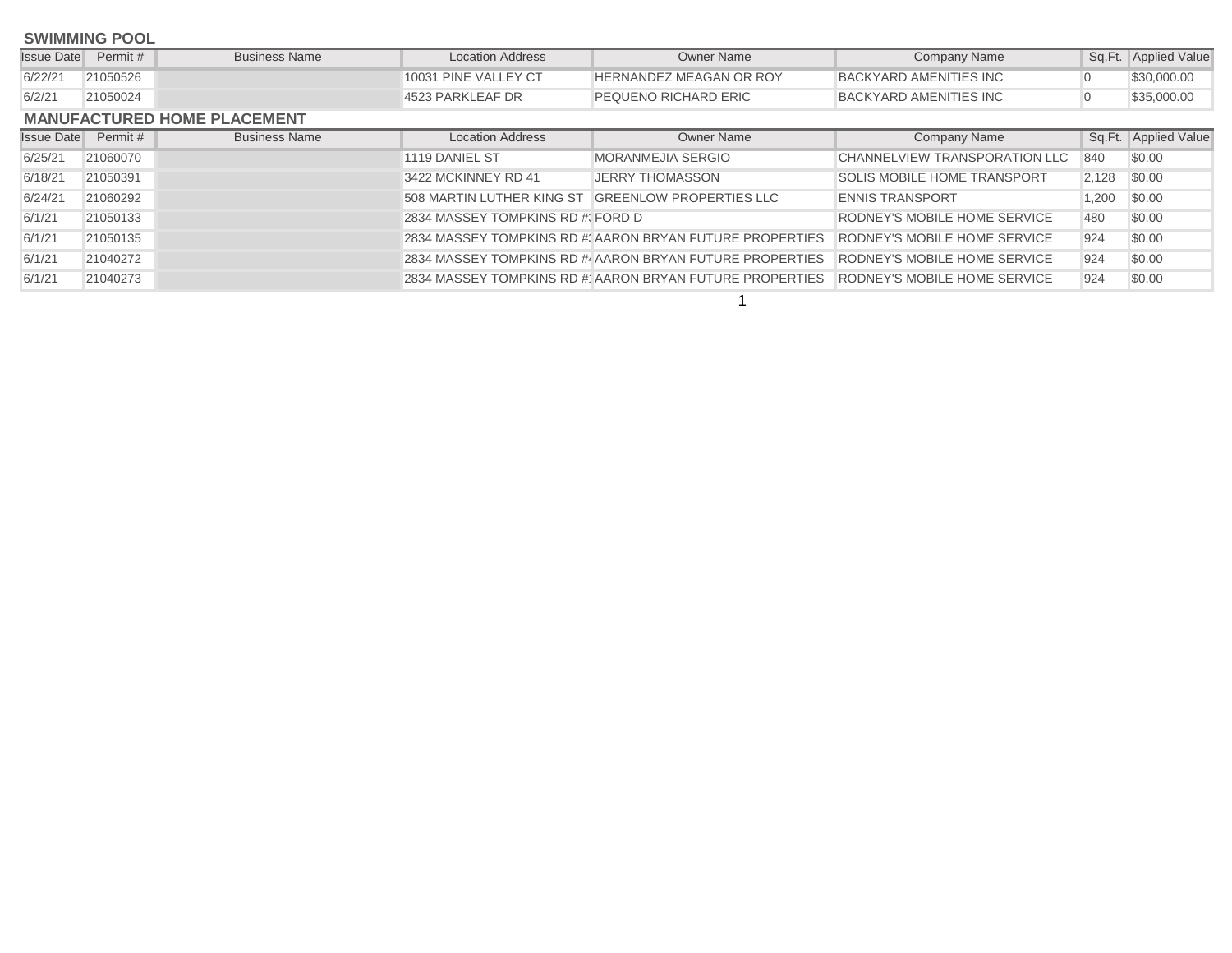## SWIMMING POOL

| Issue Date | Permit # | Business Name | Location Address | Owner Name | Company Name | Sq.Ft. | Applied Value |
|---|---|---|---|---|---|---|---|
| 6/22/21 | 21050526 | | 10031 PINE VALLEY CT | HERNANDEZ MEAGAN OR ROY | BACKYARD AMENITIES INC | 0 | $30,000.00 |
| 6/2/21 | 21050024 | | 4523 PARKLEAF DR | PEQUENO RICHARD ERIC | BACKYARD AMENITIES INC | 0 | $35,000.00 |

## MANUFACTURED HOME PLACEMENT

| Issue Date | Permit # | Business Name | Location Address | Owner Name | Company Name | Sq.Ft. | Applied Value |
|---|---|---|---|---|---|---|---|
| 6/25/21 | 21060070 | | 1119 DANIEL ST | MORANMEJIA SERGIO | CHANNELVIEW TRANSPORATION LLC | 840 | $0.00 |
| 6/18/21 | 21050391 | | 3422 MCKINNEY RD 41 | JERRY THOMASSON | SOLIS MOBILE HOME TRANSPORT | 2,128 | $0.00 |
| 6/24/21 | 21060292 | | 508 MARTIN LUTHER KING ST | GREENLOW PROPERTIES LLC | ENNIS TRANSPORT | 1,200 | $0.00 |
| 6/1/21 | 21050133 | | 2834 MASSEY TOMPKINS RD #3 | FORD D | RODNEY'S MOBILE HOME SERVICE | 480 | $0.00 |
| 6/1/21 | 21050135 | | 2834 MASSEY TOMPKINS RD #3 | AARON BRYAN FUTURE PROPERTIES | RODNEY'S MOBILE HOME SERVICE | 924 | $0.00 |
| 6/1/21 | 21040272 | | 2834 MASSEY TOMPKINS RD #4 | AARON BRYAN FUTURE PROPERTIES | RODNEY'S MOBILE HOME SERVICE | 924 | $0.00 |
| 6/1/21 | 21040273 | | 2834 MASSEY TOMPKINS RD #1 | AARON BRYAN FUTURE PROPERTIES | RODNEY'S MOBILE HOME SERVICE | 924 | $0.00 |